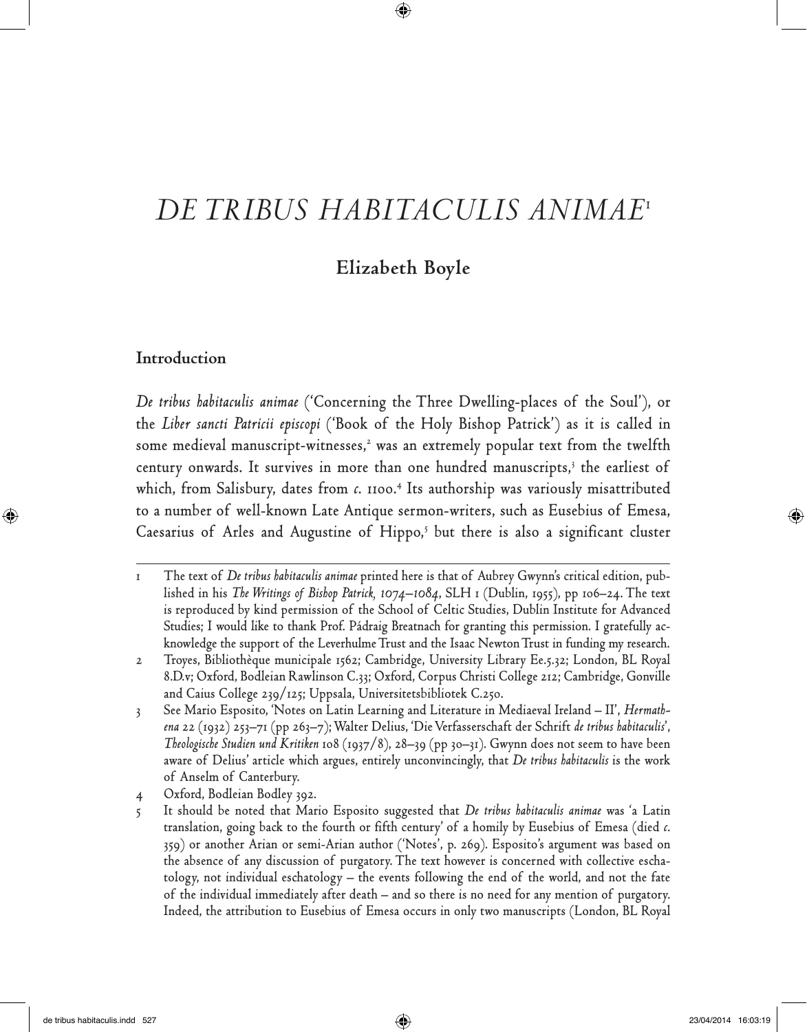# *DE TRIBUS HABITACULIS ANIMAE*[1]

## Elizabeth Boyle

### Introduction

*De tribus habitaculis animae* ('Concerning the Three Dwelling-places of the Soul'), or the *Liber sancti Patricii episcopi* ('Book of the Holy Bishop Patrick') as it is called in some medieval manuscript-witnesses,[2] was an extremely popular text from the twelfth century onwards. It survives in more than one hundred manuscripts,[3] the earliest of which, from Salisbury, dates from *c*. 1100.[4] Its authorship was variously misattributed to a number of well-known Late Antique sermon-writers, such as Eusebius of Emesa, Caesarius of Arles and Augustine of Hippo,[5] but there is also a significant cluster

---

1 The text of *De tribus habitaculis animae* printed here is that of Aubrey Gwynn's critical edition, published in his *The Writings of Bishop Patrick, 1074–1084*, SLH 1 (Dublin, 1955), pp 106–24. The text is reproduced by kind permission of the School of Celtic Studies, Dublin Institute for Advanced Studies; I would like to thank Prof. Pádraig Breatnach for granting this permission. I gratefully acknowledge the support of the Leverhulme Trust and the Isaac Newton Trust in funding my research.

2 Troyes, Bibliothèque municipale 1562; Cambridge, University Library Ee.5.32; London, BL Royal 8.D.v; Oxford, Bodleian Rawlinson C.33; Oxford, Corpus Christi College 212; Cambridge, Gonville and Caius College 239/125; Uppsala, Universitetsbibliotek C.250.

3 See Mario Esposito, 'Notes on Latin Learning and Literature in Mediaeval Ireland – II', *Hermathena* 22 (1932) 253–71 (pp 263–7); Walter Delius, 'Die Verfasserschaft der Schrift *de tribus habitaculis*', *Theologische Studien und Kritiken* 108 (1937/8), 28–39 (pp 30–31). Gwynn does not seem to have been aware of Delius' article which argues, entirely unconvincingly, that *De tribus habitaculis* is the work of Anselm of Canterbury.

4 Oxford, Bodleian Bodley 392.

5 It should be noted that Mario Esposito suggested that *De tribus habitaculis animae* was 'a Latin translation, going back to the fourth or fifth century' of a homily by Eusebius of Emesa (died *c*. 359) or another Arian or semi-Arian author ('Notes', p. 269). Esposito's argument was based on the absence of any discussion of purgatory. The text however is concerned with collective eschatology, not individual eschatology – the events following the end of the world, and not the fate of the individual immediately after death – and so there is no need for any mention of purgatory. Indeed, the attribution to Eusebius of Emesa occurs in only two manuscripts (London, BL Royal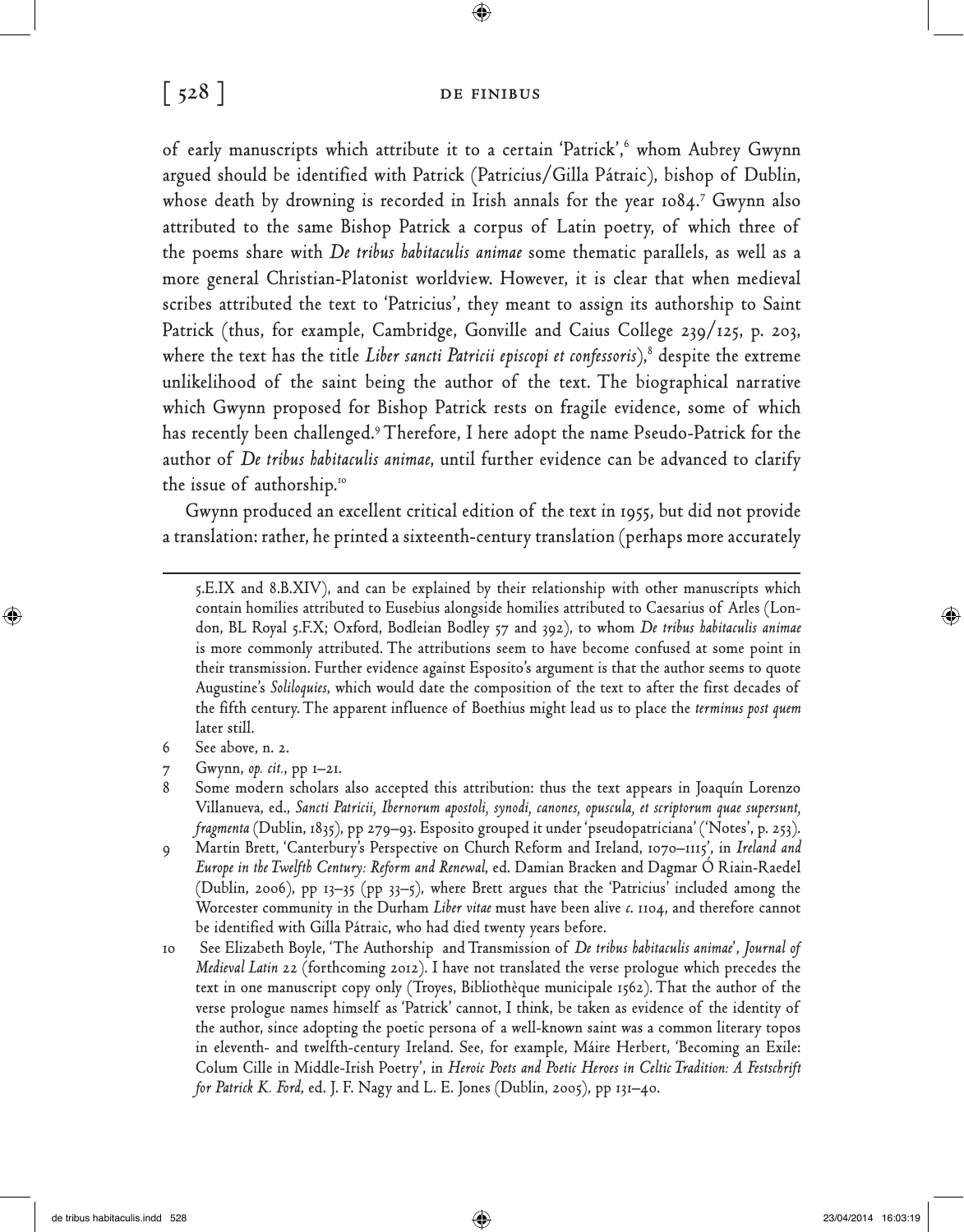of early manuscripts which attribute it to a certain 'Patrick',[6] whom Aubrey Gwynn argued should be identified with Patrick (Patricius/Gilla Pátraic), bishop of Dublin, whose death by drowning is recorded in Irish annals for the year 1084.[7] Gwynn also attributed to the same Bishop Patrick a corpus of Latin poetry, of which three of the poems share with *De tribus habitaculis animae* some thematic parallels, as well as a more general Christian-Platonist worldview. However, it is clear that when medieval scribes attributed the text to 'Patricius', they meant to assign its authorship to Saint Patrick (thus, for example, Cambridge, Gonville and Caius College 239/125, p. 203, where the text has the title *Liber sancti Patricii episcopi et confessoris*),[8] despite the extreme unlikelihood of the saint being the author of the text. The biographical narrative which Gwynn proposed for Bishop Patrick rests on fragile evidence, some of which has recently been challenged.[9] Therefore, I here adopt the name Pseudo-Patrick for the author of *De tribus habitaculis animae*, until further evidence can be advanced to clarify the issue of authorship.[10]

Gwynn produced an excellent critical edition of the text in 1955, but did not provide a translation: rather, he printed a sixteenth-century translation (perhaps more accurately

---

5.E.IX and 8.B.XIV), and can be explained by their relationship with other manuscripts which contain homilies attributed to Eusebius alongside homilies attributed to Caesarius of Arles (London, BL Royal 5.F.X; Oxford, Bodleian Bodley 57 and 392), to whom *De tribus habitaculis animae* is more commonly attributed. The attributions seem to have become confused at some point in their transmission. Further evidence against Esposito's argument is that the author seems to quote Augustine's *Soliloquies*, which would date the composition of the text to after the first decades of the fifth century. The apparent influence of Boethius might lead us to place the *terminus post quem* later still.

6 See above, n. 2.

7 Gwynn, *op. cit.*, pp 1–21.

8 Some modern scholars also accepted this attribution: thus the text appears in Joaquín Lorenzo Villanueva, ed., *Sancti Patricii, Ibernorum apostoli, synodi, canones, opuscula, et scriptorum quae supersunt, fragmenta* (Dublin, 1835), pp 279–93. Esposito grouped it under 'pseudopatriciana' ('Notes', p. 253).

9 Martin Brett, 'Canterbury's Perspective on Church Reform and Ireland, 1070–1115', in *Ireland and Europe in the Twelfth Century: Reform and Renewal*, ed. Damian Bracken and Dagmar Ó Riain-Raedel (Dublin, 2006), pp 13–35 (pp 33–5), where Brett argues that the 'Patricius' included among the Worcester community in the Durham *Liber vitae* must have been alive *c.* 1104, and therefore cannot be identified with Gilla Pátraic, who had died twenty years before.

10 See Elizabeth Boyle, 'The Authorship and Transmission of *De tribus habitaculis animae*', *Journal of Medieval Latin* 22 (forthcoming 2012). I have not translated the verse prologue which precedes the text in one manuscript copy only (Troyes, Bibliothèque municipale 1562). That the author of the verse prologue names himself as 'Patrick' cannot, I think, be taken as evidence of the identity of the author, since adopting the poetic persona of a well-known saint was a common literary topos in eleventh- and twelfth-century Ireland. See, for example, Máire Herbert, 'Becoming an Exile: Colum Cille in Middle-Irish Poetry', in *Heroic Poets and Poetic Heroes in Celtic Tradition: A Festschrift for Patrick K. Ford*, ed. J. F. Nagy and L. E. Jones (Dublin, 2005), pp 131–40.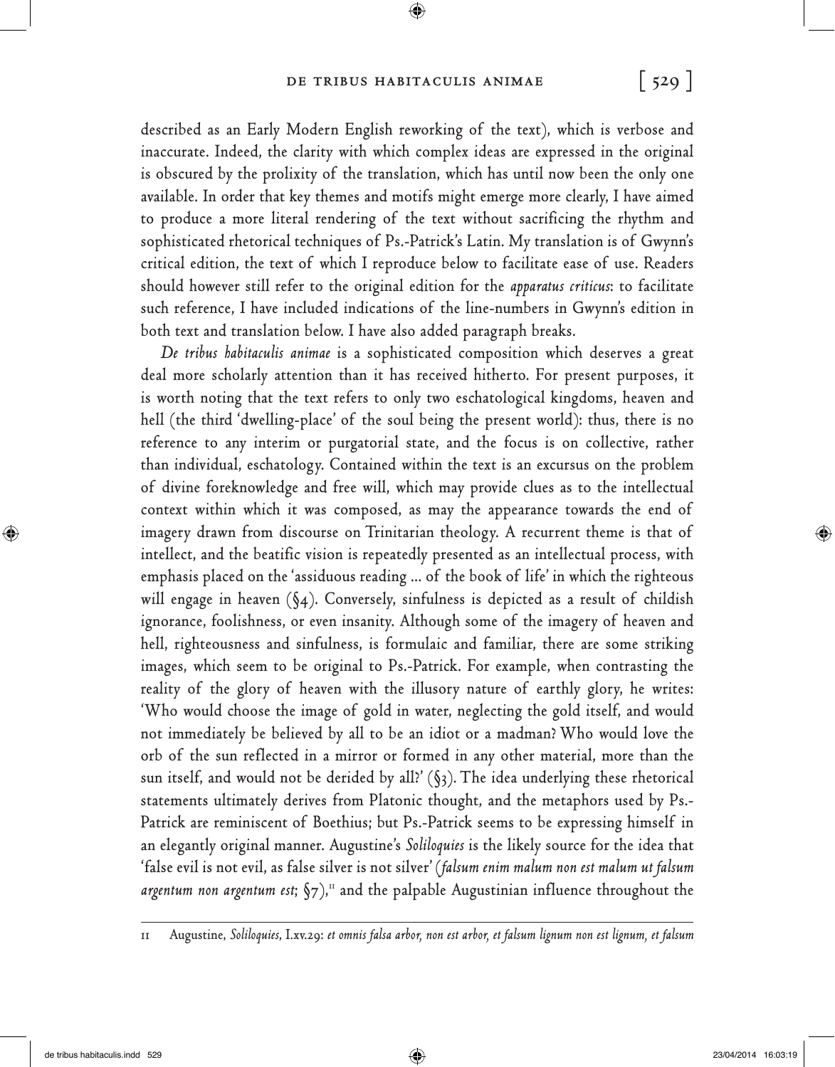described as an Early Modern English reworking of the text), which is verbose and inaccurate. Indeed, the clarity with which complex ideas are expressed in the original is obscured by the prolixity of the translation, which has until now been the only one available. In order that key themes and motifs might emerge more clearly, I have aimed to produce a more literal rendering of the text without sacrificing the rhythm and sophisticated rhetorical techniques of Ps.-Patrick's Latin. My translation is of Gwynn's critical edition, the text of which I reproduce below to facilitate ease of use. Readers should however still refer to the original edition for the *apparatus criticus*: to facilitate such reference, I have included indications of the line-numbers in Gwynn's edition in both text and translation below. I have also added paragraph breaks.

*De tribus habitaculis animae* is a sophisticated composition which deserves a great deal more scholarly attention than it has received hitherto. For present purposes, it is worth noting that the text refers to only two eschatological kingdoms, heaven and hell (the third 'dwelling-place' of the soul being the present world): thus, there is no reference to any interim or purgatorial state, and the focus is on collective, rather than individual, eschatology. Contained within the text is an excursus on the problem of divine foreknowledge and free will, which may provide clues as to the intellectual context within which it was composed, as may the appearance towards the end of imagery drawn from discourse on Trinitarian theology. A recurrent theme is that of intellect, and the beatific vision is repeatedly presented as an intellectual process, with emphasis placed on the 'assiduous reading ... of the book of life' in which the righteous will engage in heaven (§4). Conversely, sinfulness is depicted as a result of childish ignorance, foolishness, or even insanity. Although some of the imagery of heaven and hell, righteousness and sinfulness, is formulaic and familiar, there are some striking images, which seem to be original to Ps.-Patrick. For example, when contrasting the reality of the glory of heaven with the illusory nature of earthly glory, he writes: 'Who would choose the image of gold in water, neglecting the gold itself, and would not immediately be believed by all to be an idiot or a madman? Who would love the orb of the sun reflected in a mirror or formed in any other material, more than the sun itself, and would not be derided by all?' (§3). The idea underlying these rhetorical statements ultimately derives from Platonic thought, and the metaphors used by Ps.-Patrick are reminiscent of Boethius; but Ps.-Patrick seems to be expressing himself in an elegantly original manner. Augustine's *Soliloquies* is the likely source for the idea that 'false evil is not evil, as false silver is not silver' (*falsum enim malum non est malum ut falsum argentum non argentum est*; §7),[11] and the palpable Augustinian influence throughout the

11 Augustine, *Soliloquies*, I.xv.29: *et omnis falsa arbor, non est arbor, et falsum lignum non est lignum, et falsum*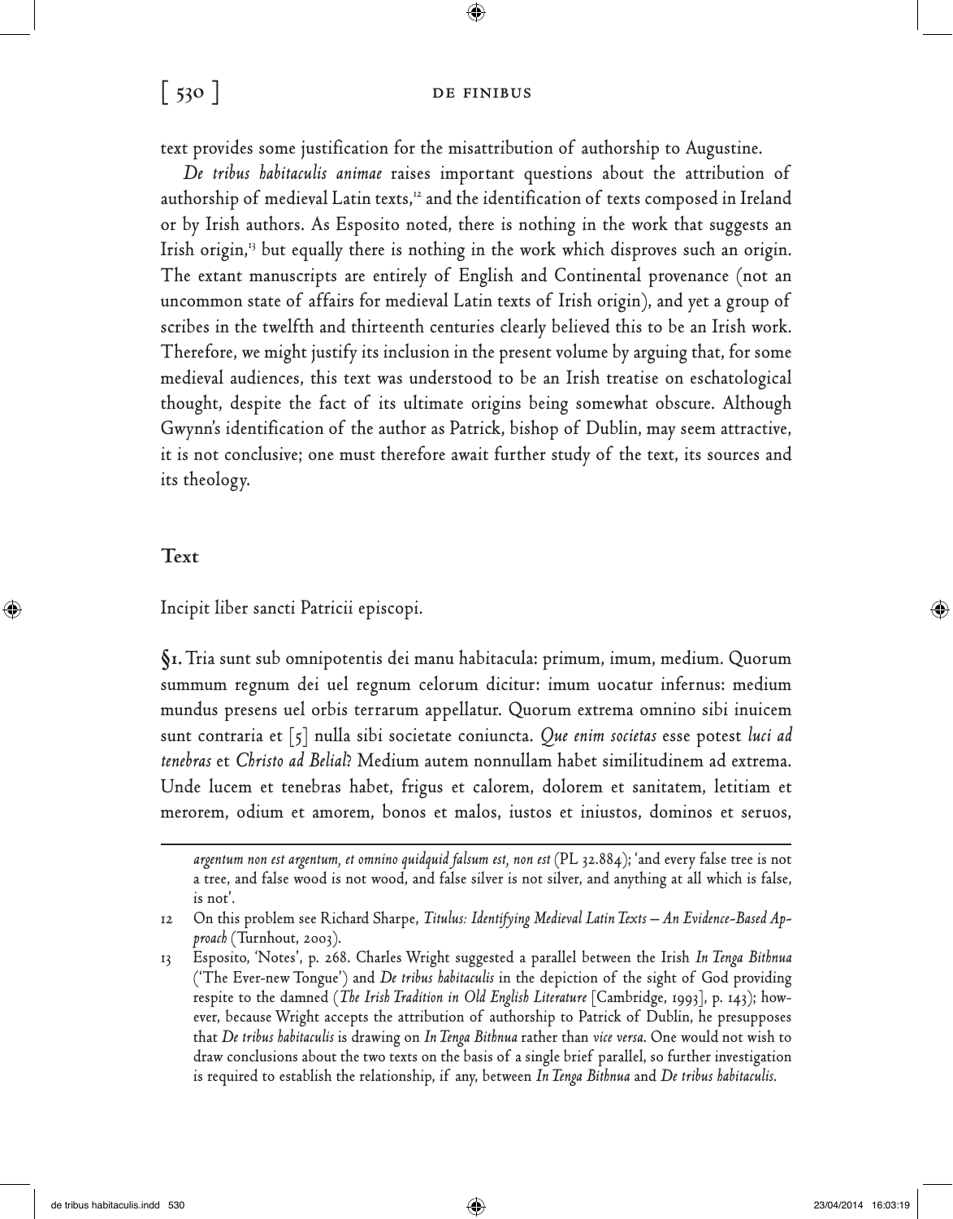text provides some justification for the misattribution of authorship to Augustine.

*De tribus habitaculis animae* raises important questions about the attribution of authorship of medieval Latin texts,[12] and the identification of texts composed in Ireland or by Irish authors. As Esposito noted, there is nothing in the work that suggests an Irish origin,[13] but equally there is nothing in the work which disproves such an origin. The extant manuscripts are entirely of English and Continental provenance (not an uncommon state of affairs for medieval Latin texts of Irish origin), and yet a group of scribes in the twelfth and thirteenth centuries clearly believed this to be an Irish work. Therefore, we might justify its inclusion in the present volume by arguing that, for some medieval audiences, this text was understood to be an Irish treatise on eschatological thought, despite the fact of its ultimate origins being somewhat obscure. Although Gwynn's identification of the author as Patrick, bishop of Dublin, may seem attractive, it is not conclusive; one must therefore await further study of the text, its sources and its theology.

## Text

Incipit liber sancti Patricii episcopi.

**§1.** Tria sunt sub omnipotentis dei manu habitacula: primum, imum, medium. Quorum summum regnum dei uel regnum celorum dicitur: imum uocatur infernus: medium mundus presens uel orbis terrarum appellatur. Quorum extrema omnino sibi inuicem sunt contraria et [5] nulla sibi societate coniuncta. *Que enim societas* esse potest *luci ad tenebras* et *Christo ad Belial*? Medium autem nonnullam habet similitudinem ad extrema. Unde lucem et tenebras habet, frigus et calorem, dolorem et sanitatem, letitiam et merorem, odium et amorem, bonos et malos, iustos et iniustos, dominos et seruos,

---

*argentum non est argentum, et omnino quidquid falsum est, non est* (PL 32.884); 'and every false tree is not a tree, and false wood is not wood, and false silver is not silver, and anything at all which is false, is not'.

12 On this problem see Richard Sharpe, *Titulus: Identifying Medieval Latin Texts – An Evidence-Based Approach* (Turnhout, 2003).

13 Esposito, 'Notes', p. 268. Charles Wright suggested a parallel between the Irish *In Tenga Bithnua* ('The Ever-new Tongue') and *De tribus habitaculis* in the depiction of the sight of God providing respite to the damned (*The Irish Tradition in Old English Literature* [Cambridge, 1993], p. 143); however, because Wright accepts the attribution of authorship to Patrick of Dublin, he presupposes that *De tribus habitaculis* is drawing on *In Tenga Bithnua* rather than *vice versa*. One would not wish to draw conclusions about the two texts on the basis of a single brief parallel, so further investigation is required to establish the relationship, if any, between *In Tenga Bithnua* and *De tribus habitaculis*.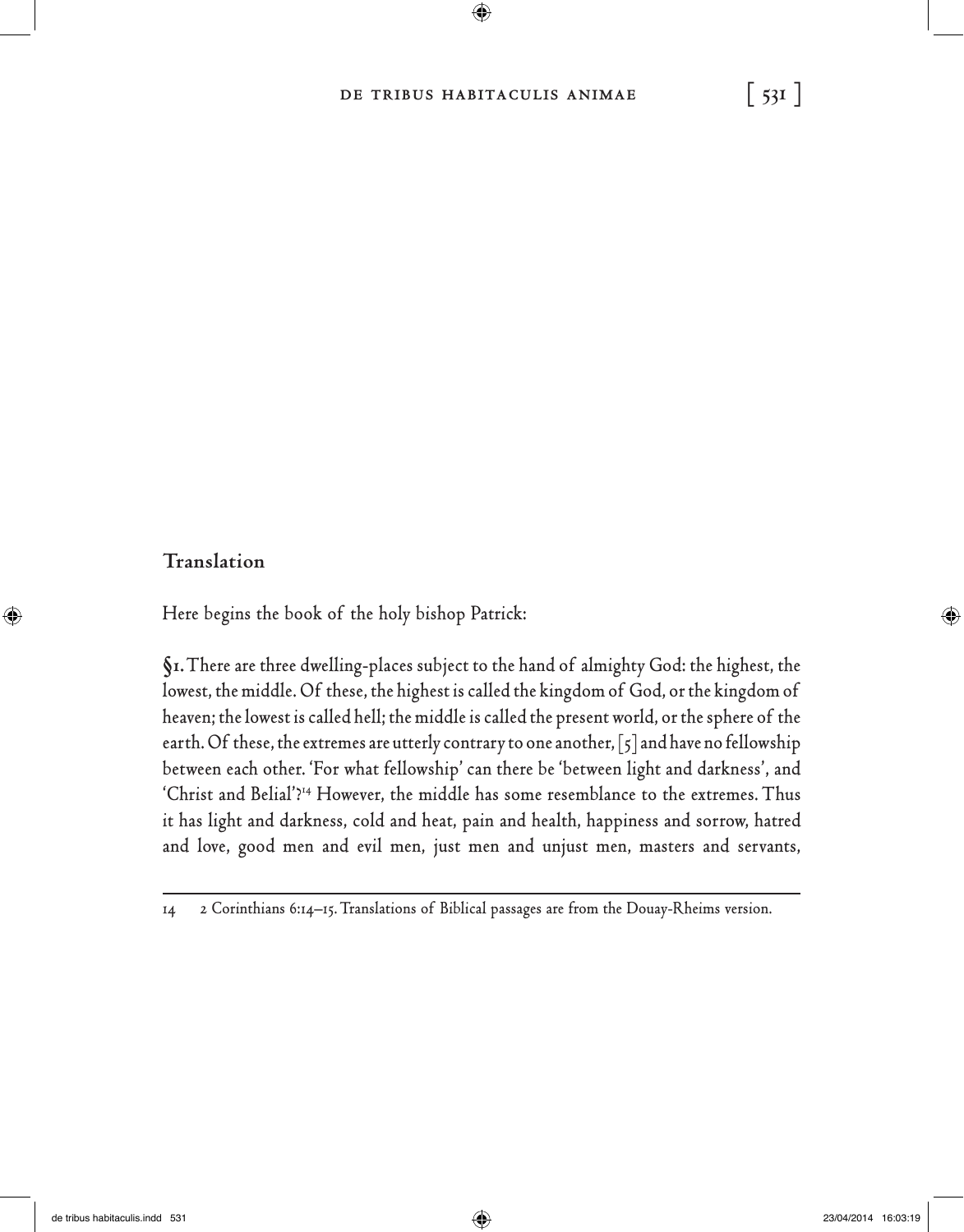## Translation

Here begins the book of the holy bishop Patrick:

**§1.** There are three dwelling-places subject to the hand of almighty God: the highest, the lowest, the middle. Of these, the highest is called the kingdom of God, or the kingdom of heaven; the lowest is called hell; the middle is called the present world, or the sphere of the earth. Of these, the extremes are utterly contrary to one another, [5] and have no fellowship between each other. 'For what fellowship' can there be 'between light and darkness', and 'Christ and Belial'?[14] However, the middle has some resemblance to the extremes. Thus it has light and darkness, cold and heat, pain and health, happiness and sorrow, hatred and love, good men and evil men, just men and unjust men, masters and servants,

---

14 2 Corinthians 6:14–15. Translations of Biblical passages are from the Douay-Rheims version.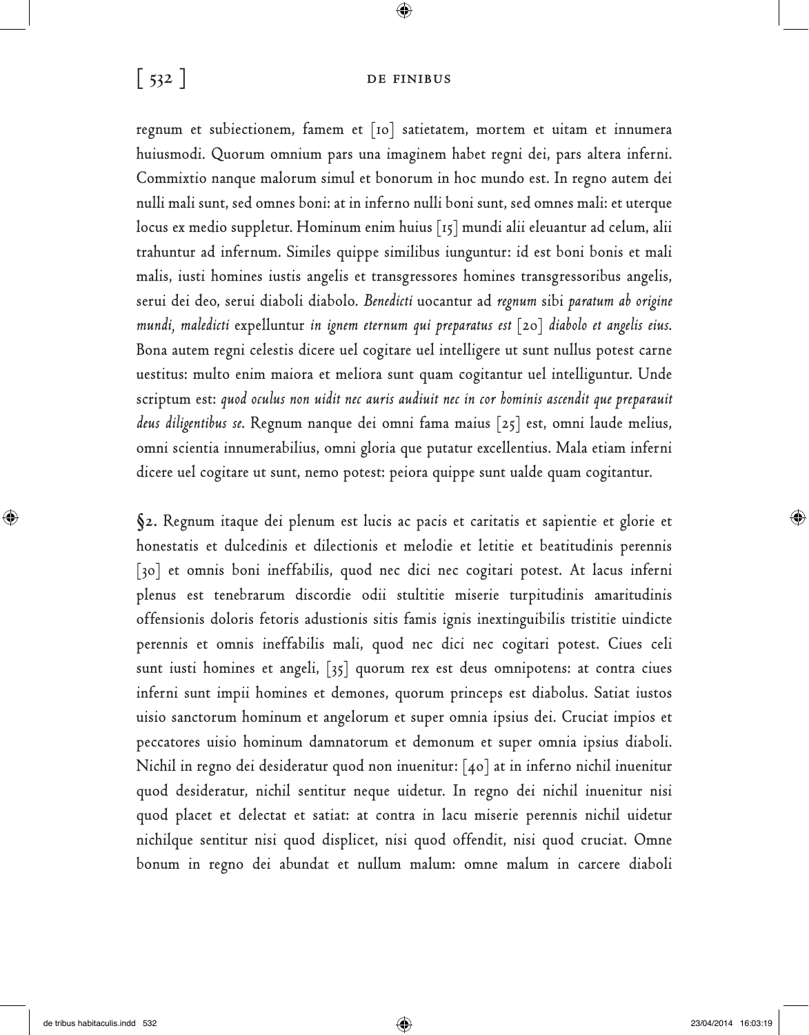regnum et subiectionem, famem et [10] satietatem, mortem et uitam et innumera huiusmodi. Quorum omnium pars una imaginem habet regni dei, pars altera inferni. Commixtio nanque malorum simul et bonorum in hoc mundo est. In regno autem dei nulli mali sunt, sed omnes boni: at in inferno nulli boni sunt, sed omnes mali: et uterque locus ex medio suppletur. Hominum enim huius [15] mundi alii eleuantur ad celum, alii trahuntur ad infernum. Similes quippe similibus iunguntur: id est boni bonis et mali malis, iusti homines iustis angelis et transgressores homines transgressoribus angelis, serui dei deo, serui diaboli diabolo. *Benedicti* uocantur ad *regnum* sibi *paratum ab origine mundi, maledicti* expelluntur *in ignem eternum qui preparatus est* [20] *diabolo et angelis eius*. Bona autem regni celestis dicere uel cogitare uel intelligere ut sunt nullus potest carne uestitus: multo enim maiora et meliora sunt quam cogitantur uel intelliguntur. Unde scriptum est: *quod oculus non uidit nec auris audiuit nec in cor hominis ascendit que preparauit deus diligentibus se*. Regnum nanque dei omni fama maius [25] est, omni laude melius, omni scientia innumerabilius, omni gloria que putatur excellentius. Mala etiam inferni dicere uel cogitare ut sunt, nemo potest: peiora quippe sunt ualde quam cogitantur.

**§2.** Regnum itaque dei plenum est lucis ac pacis et caritatis et sapientie et glorie et honestatis et dulcedinis et dilectionis et melodie et letitie et beatitudinis perennis [30] et omnis boni ineffabilis, quod nec dici nec cogitari potest. At lacus inferni plenus est tenebrarum discordie odii stultitie miserie turpitudinis amaritudinis offensionis doloris fetoris adustionis sitis famis ignis inextinguibilis tristitie uindicte perennis et omnis ineffabilis mali, quod nec dici nec cogitari potest. Ciues celi sunt iusti homines et angeli, [35] quorum rex est deus omnipotens: at contra ciues inferni sunt impii homines et demones, quorum princeps est diabolus. Satiat iustos uisio sanctorum hominum et angelorum et super omnia ipsius dei. Cruciat impios et peccatores uisio hominum damnatorum et demonum et super omnia ipsius diaboli. Nichil in regno dei desideratur quod non inuenitur: [40] at in inferno nichil inuenitur quod desideratur, nichil sentitur neque uidetur. In regno dei nichil inuenitur nisi quod placet et delectat et satiat: at contra in lacu miserie perennis nichil uidetur nichilque sentitur nisi quod displicet, nisi quod offendit, nisi quod cruciat. Omne bonum in regno dei abundat et nullum malum: omne malum in carcere diaboli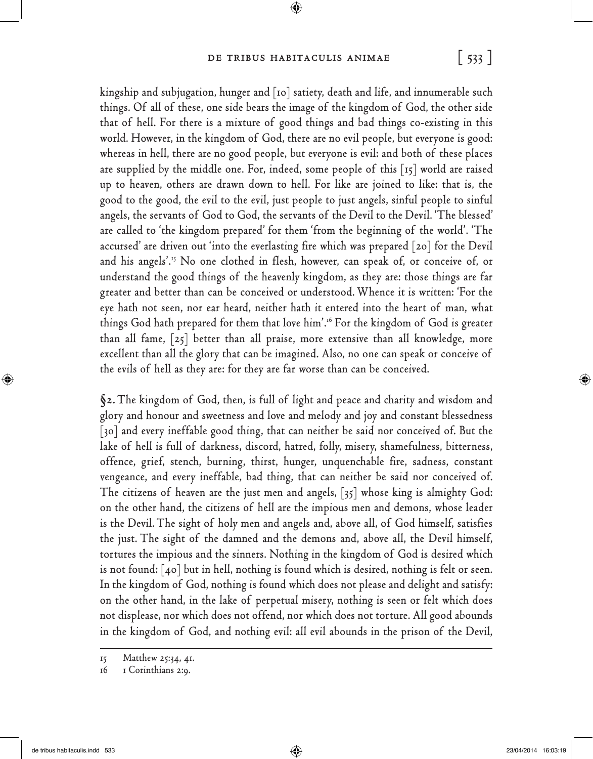kingship and subjugation, hunger and [10] satiety, death and life, and innumerable such things. Of all of these, one side bears the image of the kingdom of God, the other side that of hell. For there is a mixture of good things and bad things co-existing in this world. However, in the kingdom of God, there are no evil people, but everyone is good: whereas in hell, there are no good people, but everyone is evil: and both of these places are supplied by the middle one. For, indeed, some people of this [15] world are raised up to heaven, others are drawn down to hell. For like are joined to like: that is, the good to the good, the evil to the evil, just people to just angels, sinful people to sinful angels, the servants of God to God, the servants of the Devil to the Devil. 'The blessed' are called to 'the kingdom prepared' for them 'from the beginning of the world'. 'The accursed' are driven out 'into the everlasting fire which was prepared [20] for the Devil and his angels'.[15] No one clothed in flesh, however, can speak of, or conceive of, or understand the good things of the heavenly kingdom, as they are: those things are far greater and better than can be conceived or understood. Whence it is written: 'For the eye hath not seen, nor ear heard, neither hath it entered into the heart of man, what things God hath prepared for them that love him'.[16] For the kingdom of God is greater than all fame, [25] better than all praise, more extensive than all knowledge, more excellent than all the glory that can be imagined. Also, no one can speak or conceive of the evils of hell as they are: for they are far worse than can be conceived.

**§2.** The kingdom of God, then, is full of light and peace and charity and wisdom and glory and honour and sweetness and love and melody and joy and constant blessedness [30] and every ineffable good thing, that can neither be said nor conceived of. But the lake of hell is full of darkness, discord, hatred, folly, misery, shamefulness, bitterness, offence, grief, stench, burning, thirst, hunger, unquenchable fire, sadness, constant vengeance, and every ineffable, bad thing, that can neither be said nor conceived of. The citizens of heaven are the just men and angels, [35] whose king is almighty God: on the other hand, the citizens of hell are the impious men and demons, whose leader is the Devil. The sight of holy men and angels and, above all, of God himself, satisfies the just. The sight of the damned and the demons and, above all, the Devil himself, tortures the impious and the sinners. Nothing in the kingdom of God is desired which is not found: [40] but in hell, nothing is found which is desired, nothing is felt or seen. In the kingdom of God, nothing is found which does not please and delight and satisfy: on the other hand, in the lake of perpetual misery, nothing is seen or felt which does not displease, nor which does not offend, nor which does not torture. All good abounds in the kingdom of God, and nothing evil: all evil abounds in the prison of the Devil,

---

15 Matthew 25:34, 41.

16 1 Corinthians 2:9.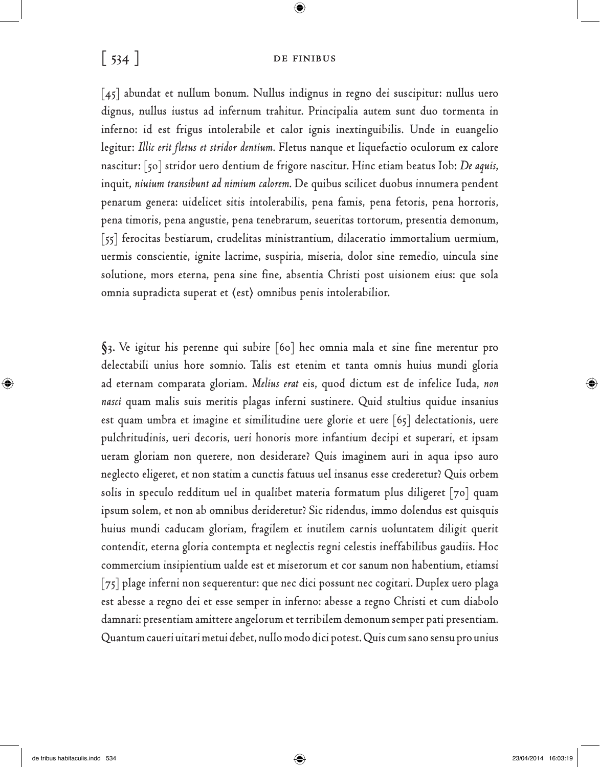[45] abundat et nullum bonum. Nullus indignus in regno dei suscipitur: nullus uero dignus, nullus iustus ad infernum trahitur. Principalia autem sunt duo tormenta in inferno: id est frigus intolerabile et calor ignis inextinguibilis. Unde in euangelio legitur: *Illic erit fletus et stridor dentium*. Fletus nanque et liquefactio oculorum ex calore nascitur: [50] stridor uero dentium de frigore nascitur. Hinc etiam beatus Iob: *De aquis*, inquit, *niuium transibunt ad nimium calorem*. De quibus scilicet duobus innumera pendent penarum genera: uidelicet sitis intolerabilis, pena famis, pena fetoris, pena horroris, pena timoris, pena angustie, pena tenebrarum, seueritas tortorum, presentia demonum, [55] ferocitas bestiarum, crudelitas ministrantium, dilaceratio immortalium uermium, uermis conscientie, ignite lacrime, suspiria, miseria, dolor sine remedio, uincula sine solutione, mors eterna, pena sine fine, absentia Christi post uisionem eius: que sola omnia supradicta superat et ⟨est⟩ omnibus penis intolerabilior.

§3. Ve igitur his perenne qui subire [60] hec omnia mala et sine fine merentur pro delectabili unius hore somnio. Talis est etenim et tanta omnis huius mundi gloria ad eternam comparata gloriam. *Melius erat* eis, quod dictum est de infelice Iuda, *non nasci* quam malis suis meritis plagas inferni sustinere. Quid stultius quidue insanius est quam umbra et imagine et similitudine uere glorie et uere [65] delectationis, uere pulchritudinis, ueri decoris, ueri honoris more infantium decipi et superari, et ipsam ueram gloriam non querere, non desiderare? Quis imaginem auri in aqua ipso auro neglecto eligeret, et non statim a cunctis fatuus uel insanus esse crederetur? Quis orbem solis in speculo redditum uel in qualibet materia formatum plus diligeret [70] quam ipsum solem, et non ab omnibus derideretur? Sic ridendus, immo dolendus est quisquis huius mundi caducam gloriam, fragilem et inutilem carnis uoluntatem diligit querit contendit, eterna gloria contempta et neglectis regni celestis ineffabilibus gaudiis. Hoc commercium insipientium ualde est et miserorum et cor sanum non habentium, etiamsi [75] plage inferni non sequerentur: que nec dici possunt nec cogitari. Duplex uero plaga est abesse a regno dei et esse semper in inferno: abesse a regno Christi et cum diabolo damnari: presentiam amittere angelorum et terribilem demonum semper pati presentiam. Quantum caueri uitari metui debet, nullo modo dici potest. Quis cum sano sensu pro unius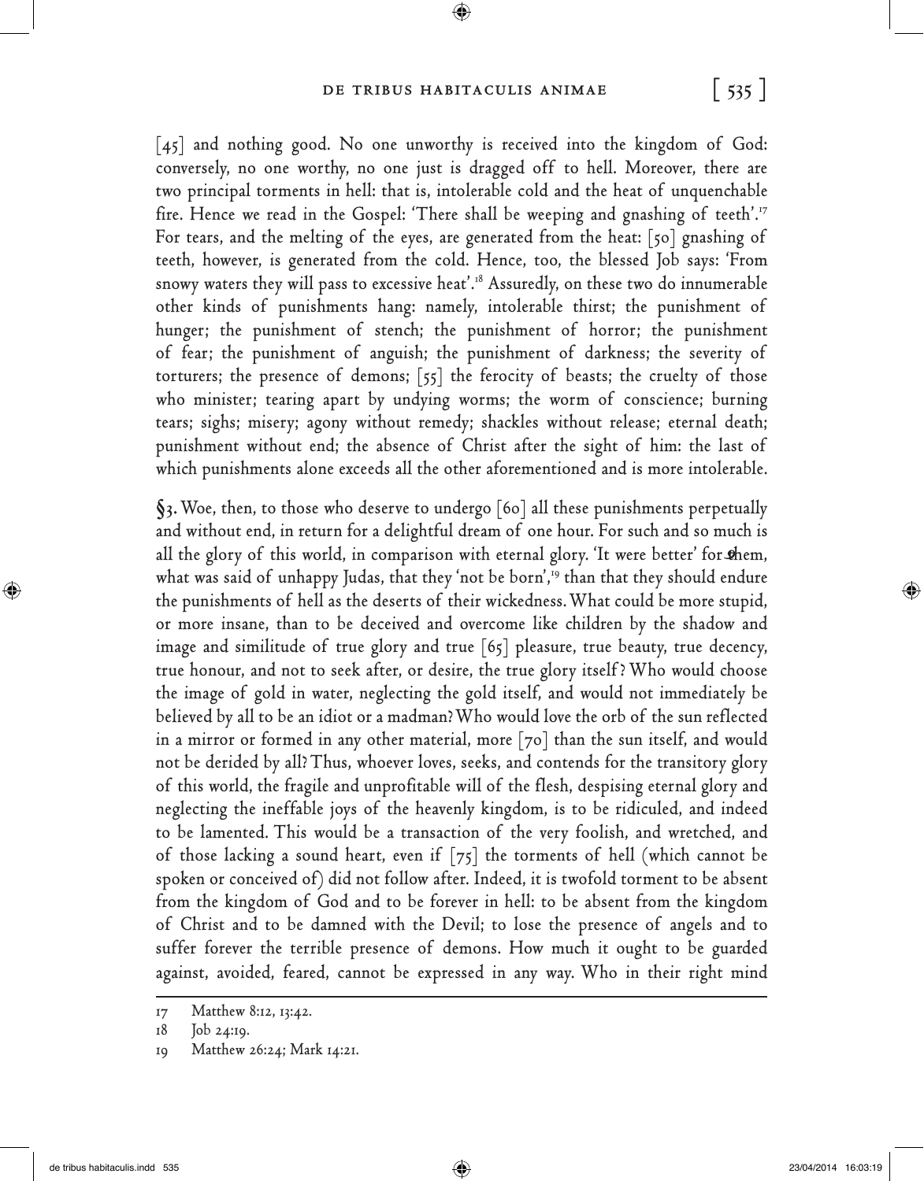[45] and nothing good. No one unworthy is received into the kingdom of God: conversely, no one worthy, no one just is dragged off to hell. Moreover, there are two principal torments in hell: that is, intolerable cold and the heat of unquenchable fire. Hence we read in the Gospel: 'There shall be weeping and gnashing of teeth'.[17] For tears, and the melting of the eyes, are generated from the heat: [50] gnashing of teeth, however, is generated from the cold. Hence, too, the blessed Job says: 'From snowy waters they will pass to excessive heat'.[18] Assuredly, on these two do innumerable other kinds of punishments hang: namely, intolerable thirst; the punishment of hunger; the punishment of stench; the punishment of horror; the punishment of fear; the punishment of anguish; the punishment of darkness; the severity of torturers; the presence of demons; [55] the ferocity of beasts; the cruelty of those who minister; tearing apart by undying worms; the worm of conscience; burning tears; sighs; misery; agony without remedy; shackles without release; eternal death; punishment without end; the absence of Christ after the sight of him: the last of which punishments alone exceeds all the other aforementioned and is more intolerable.

**§3.** Woe, then, to those who deserve to undergo [60] all these punishments perpetually and without end, in return for a delightful dream of one hour. For such and so much is all the glory of this world, in comparison with eternal glory. 'It were better' for them, what was said of unhappy Judas, that they 'not be born',[19] than that they should endure the punishments of hell as the deserts of their wickedness. What could be more stupid, or more insane, than to be deceived and overcome like children by the shadow and image and similitude of true glory and true [65] pleasure, true beauty, true decency, true honour, and not to seek after, or desire, the true glory itself? Who would choose the image of gold in water, neglecting the gold itself, and would not immediately be believed by all to be an idiot or a madman? Who would love the orb of the sun reflected in a mirror or formed in any other material, more [70] than the sun itself, and would not be derided by all? Thus, whoever loves, seeks, and contends for the transitory glory of this world, the fragile and unprofitable will of the flesh, despising eternal glory and neglecting the ineffable joys of the heavenly kingdom, is to be ridiculed, and indeed to be lamented. This would be a transaction of the very foolish, and wretched, and of those lacking a sound heart, even if [75] the torments of hell (which cannot be spoken or conceived of) did not follow after. Indeed, it is twofold torment to be absent from the kingdom of God and to be forever in hell: to be absent from the kingdom of Christ and to be damned with the Devil; to lose the presence of angels and to suffer forever the terrible presence of demons. How much it ought to be guarded against, avoided, feared, cannot be expressed in any way. Who in their right mind

---

17 Matthew 8:12, 13:42.

18 Job 24:19.

19 Matthew 26:24; Mark 14:21.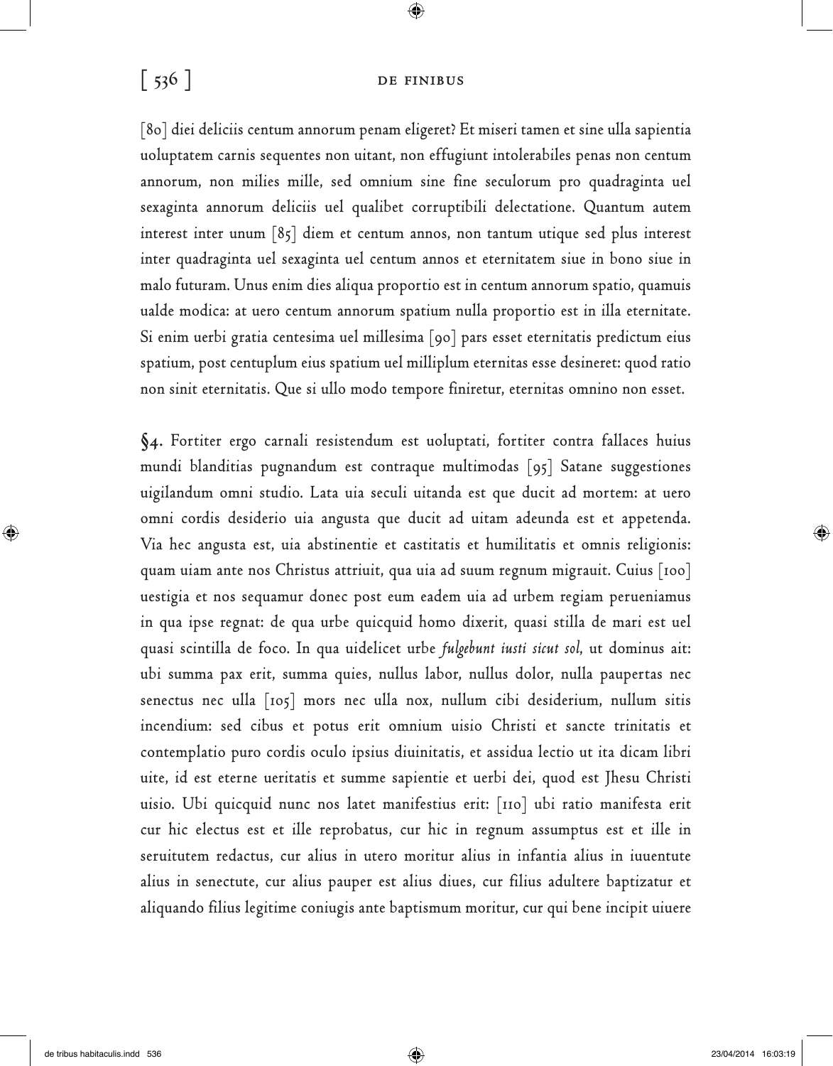[80] diei deliciis centum annorum penam eligeret? Et miseri tamen et sine ulla sapientia uoluptatem carnis sequentes non uitant, non effugiunt intolerabiles penas non centum annorum, non milies mille, sed omnium sine fine seculorum pro quadraginta uel sexaginta annorum deliciis uel qualibet corruptibili delectatione. Quantum autem interest inter unum [85] diem et centum annos, non tantum utique sed plus interest inter quadraginta uel sexaginta uel centum annos et eternitatem siue in bono siue in malo futuram. Unus enim dies aliqua proportio est in centum annorum spatio, quamuis ualde modica: at uero centum annorum spatium nulla proportio est in illa eternitate. Si enim uerbi gratia centesima uel millesima [90] pars esset eternitatis predictum eius spatium, post centuplum eius spatium uel milliplum eternitas esse desineret: quod ratio non sinit eternitatis. Que si ullo modo tempore finiretur, eternitas omnino non esset.

**§4.** Fortiter ergo carnali resistendum est uoluptati, fortiter contra fallaces huius mundi blanditias pugnandum est contraque multimodas [95] Satane suggestiones uigilandum omni studio. Lata uia seculi uitanda est que ducit ad mortem: at uero omni cordis desiderio uia angusta que ducit ad uitam adeunda est et appetenda. Via hec angusta est, uia abstinentie et castitatis et humilitatis et omnis religionis: quam uiam ante nos Christus attriuit, qua uia ad suum regnum migrauit. Cuius [100] uestigia et nos sequamur donec post eum eadem uia ad urbem regiam perueniamus in qua ipse regnat: de qua urbe quicquid homo dixerit, quasi stilla de mari est uel quasi scintilla de foco. In qua uidelicet urbe *fulgebunt iusti sicut sol*, ut dominus ait: ubi summa pax erit, summa quies, nullus labor, nullus dolor, nulla paupertas nec senectus nec ulla [105] mors nec ulla nox, nullum cibi desiderium, nullum sitis incendium: sed cibus et potus erit omnium uisio Christi et sancte trinitatis et contemplatio puro cordis oculo ipsius diuinitatis, et assidua lectio ut ita dicam libri uite, id est eterne ueritatis et summe sapientie et uerbi dei, quod est Jhesu Christi uisio. Ubi quicquid nunc nos latet manifestius erit: [110] ubi ratio manifesta erit cur hic electus est et ille reprobatus, cur hic in regnum assumptus est et ille in seruitutem redactus, cur alius in utero moritur alius in infantia alius in iuuentute alius in senectute, cur alius pauper est alius diues, cur filius adultere baptizatur et aliquando filius legitime coniugis ante baptismum moritur, cur qui bene incipit uiuere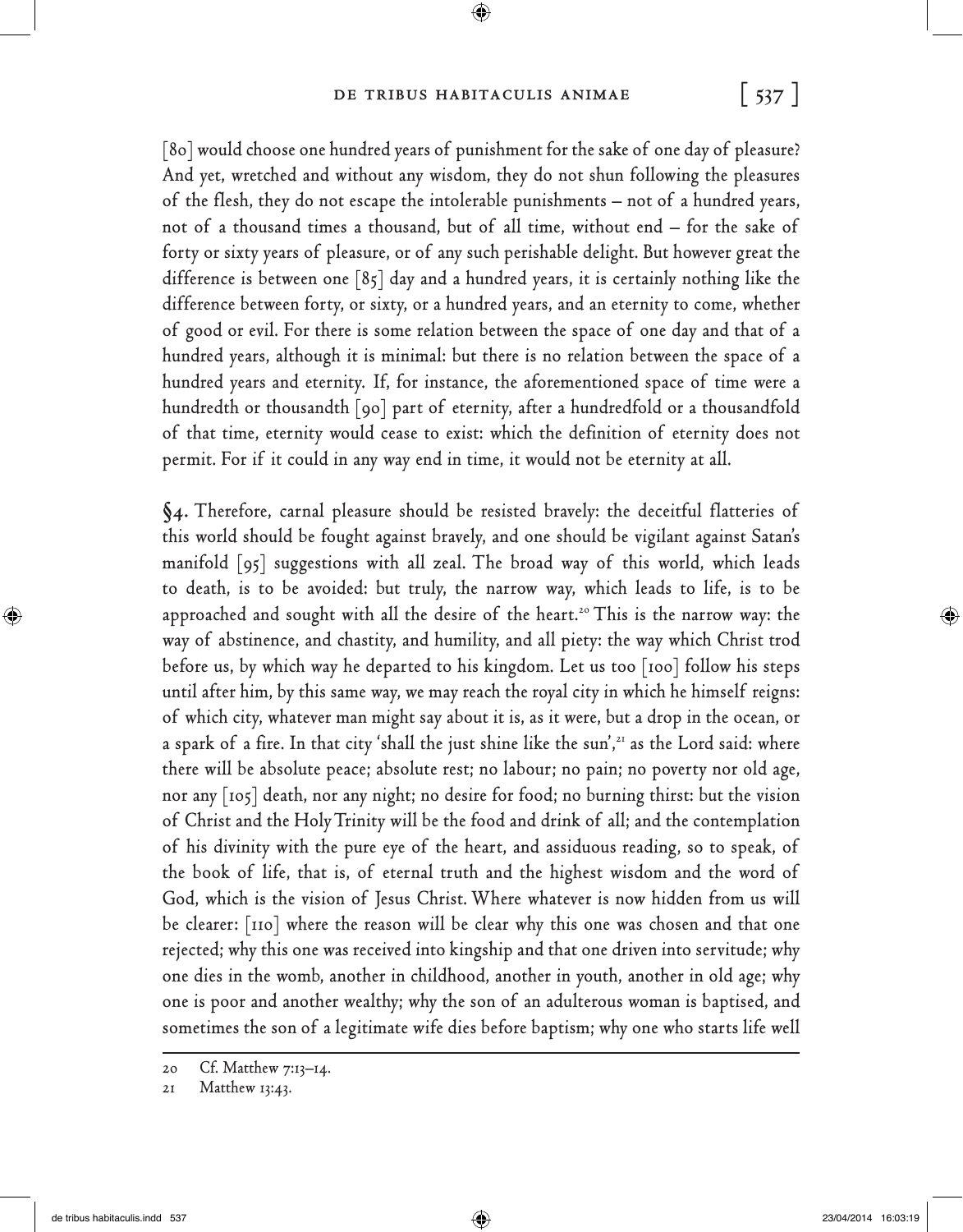[80] would choose one hundred years of punishment for the sake of one day of pleasure? And yet, wretched and without any wisdom, they do not shun following the pleasures of the flesh, they do not escape the intolerable punishments – not of a hundred years, not of a thousand times a thousand, but of all time, without end – for the sake of forty or sixty years of pleasure, or of any such perishable delight. But however great the difference is between one [85] day and a hundred years, it is certainly nothing like the difference between forty, or sixty, or a hundred years, and an eternity to come, whether of good or evil. For there is some relation between the space of one day and that of a hundred years, although it is minimal: but there is no relation between the space of a hundred years and eternity. If, for instance, the aforementioned space of time were a hundredth or thousandth [90] part of eternity, after a hundredfold or a thousandfold of that time, eternity would cease to exist: which the definition of eternity does not permit. For if it could in any way end in time, it would not be eternity at all.

**§4.** Therefore, carnal pleasure should be resisted bravely: the deceitful flatteries of this world should be fought against bravely, and one should be vigilant against Satan's manifold [95] suggestions with all zeal. The broad way of this world, which leads to death, is to be avoided: but truly, the narrow way, which leads to life, is to be approached and sought with all the desire of the heart.[20] This is the narrow way: the way of abstinence, and chastity, and humility, and all piety: the way which Christ trod before us, by which way he departed to his kingdom. Let us too [100] follow his steps until after him, by this same way, we may reach the royal city in which he himself reigns: of which city, whatever man might say about it is, as it were, but a drop in the ocean, or a spark of a fire. In that city 'shall the just shine like the sun',[21] as the Lord said: where there will be absolute peace; absolute rest; no labour; no pain; no poverty nor old age, nor any [105] death, nor any night; no desire for food; no burning thirst: but the vision of Christ and the Holy Trinity will be the food and drink of all; and the contemplation of his divinity with the pure eye of the heart, and assiduous reading, so to speak, of the book of life, that is, of eternal truth and the highest wisdom and the word of God, which is the vision of Jesus Christ. Where whatever is now hidden from us will be clearer: [110] where the reason will be clear why this one was chosen and that one rejected; why this one was received into kingship and that one driven into servitude; why one dies in the womb, another in childhood, another in youth, another in old age; why one is poor and another wealthy; why the son of an adulterous woman is baptised, and sometimes the son of a legitimate wife dies before baptism; why one who starts life well

20 Cf. Matthew 7:13–14.

21 Matthew 13:43.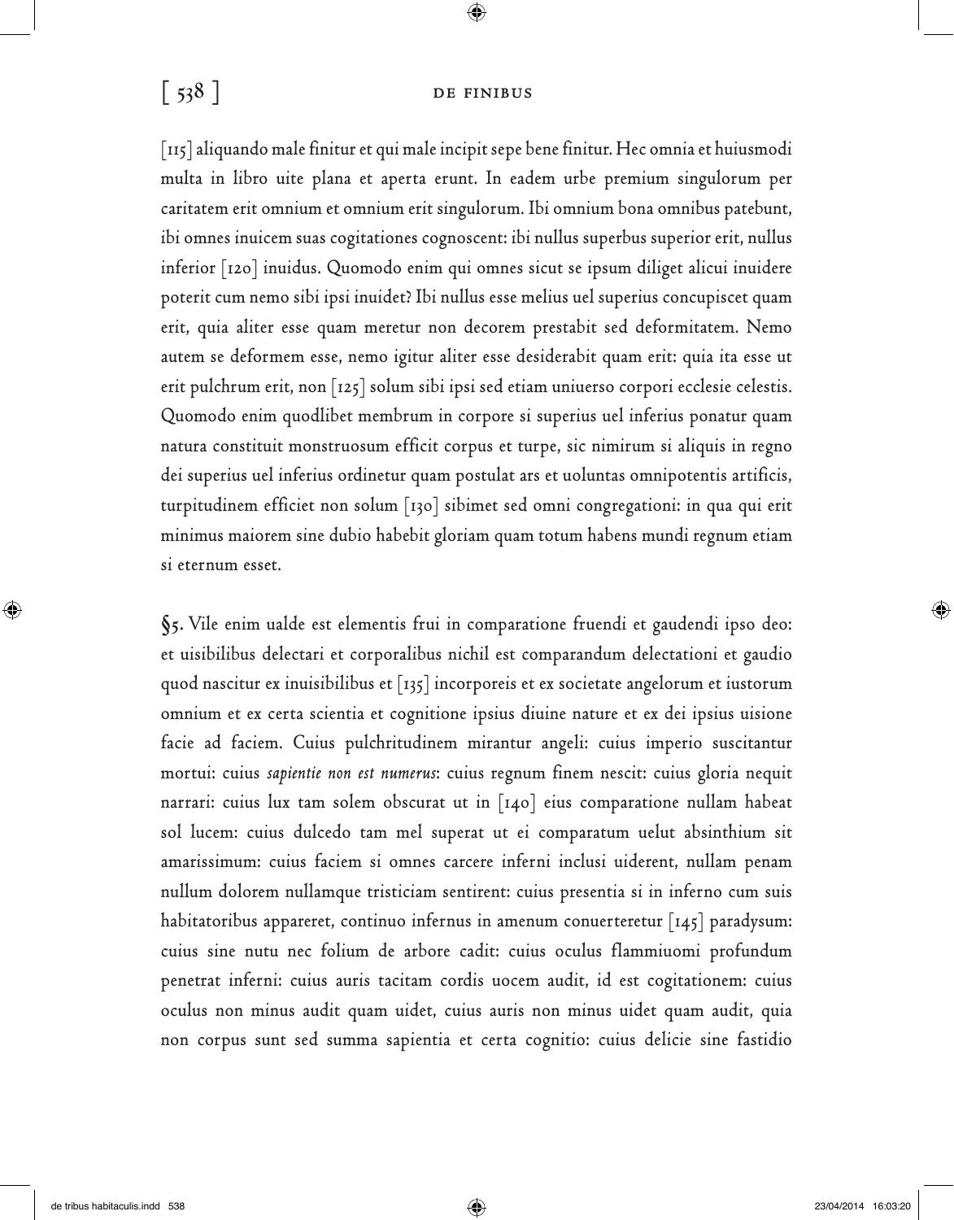[115] aliquando male finitur et qui male incipit sepe bene finitur. Hec omnia et huiusmodi multa in libro uite plana et aperta erunt. In eadem urbe premium singulorum per caritatem erit omnium et omnium erit singulorum. Ibi omnium bona omnibus patebunt, ibi omnes inuicem suas cogitationes cognoscent: ibi nullus superbus superior erit, nullus inferior [120] inuidus. Quomodo enim qui omnes sicut se ipsum diliget alicui inuidere poterit cum nemo sibi ipsi inuidet? Ibi nullus esse melius uel superius concupiscet quam erit, quia aliter esse quam meretur non decorem prestabit sed deformitatem. Nemo autem se deformem esse, nemo igitur aliter esse desiderabit quam erit: quia ita esse ut erit pulchrum erit, non [125] solum sibi ipsi sed etiam uniuerso corpori ecclesie celestis. Quomodo enim quodlibet membrum in corpore si superius uel inferius ponatur quam natura constituit monstruosum efficit corpus et turpe, sic nimirum si aliquis in regno dei superius uel inferius ordinetur quam postulat ars et uoluntas omnipotentis artificis, turpitudinem efficiet non solum [130] sibimet sed omni congregationi: in qua qui erit minimus maiorem sine dubio habebit gloriam quam totum habens mundi regnum etiam si eternum esset.

§5. Vile enim ualde est elementis frui in comparatione fruendi et gaudendi ipso deo: et uisibilibus delectari et corporalibus nichil est comparandum delectationi et gaudio quod nascitur ex inuisibilibus et [135] incorporeis et ex societate angelorum et iustorum omnium et ex certa scientia et cognitione ipsius diuine nature et ex dei ipsius uisione facie ad faciem. Cuius pulchritudinem mirantur angeli: cuius imperio suscitantur mortui: cuius *sapientie non est numerus*: cuius regnum finem nescit: cuius gloria nequit narrari: cuius lux tam solem obscurat ut in [140] eius comparatione nullam habeat sol lucem: cuius dulcedo tam mel superat ut ei comparatum uelut absinthium sit amarissimum: cuius faciem si omnes carcere inferni inclusi uiderent, nullam penam nullum dolorem nullamque tristiciam sentirent: cuius presentia si in inferno cum suis habitatoribus appareret, continuo infernus in amenum conuerteretur [145] paradysum: cuius sine nutu nec folium de arbore cadit: cuius oculus flammiuomi profundum penetrat inferni: cuius auris tacitam cordis uocem audit, id est cogitationem: cuius oculus non minus audit quam uidet, cuius auris non minus uidet quam audit, quia non corpus sunt sed summa sapientia et certa cognitio: cuius delicie sine fastidio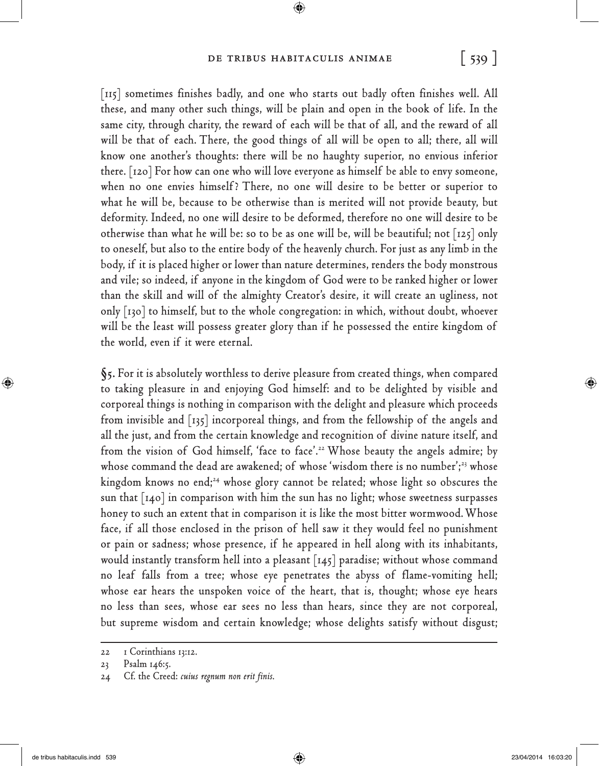[115] sometimes finishes badly, and one who starts out badly often finishes well. All these, and many other such things, will be plain and open in the book of life. In the same city, through charity, the reward of each will be that of all, and the reward of all will be that of each. There, the good things of all will be open to all; there, all will know one another's thoughts: there will be no haughty superior, no envious inferior there. [120] For how can one who will love everyone as himself be able to envy someone, when no one envies himself? There, no one will desire to be better or superior to what he will be, because to be otherwise than is merited will not provide beauty, but deformity. Indeed, no one will desire to be deformed, therefore no one will desire to be otherwise than what he will be: so to be as one will be, will be beautiful; not [125] only to oneself, but also to the entire body of the heavenly church. For just as any limb in the body, if it is placed higher or lower than nature determines, renders the body monstrous and vile; so indeed, if anyone in the kingdom of God were to be ranked higher or lower than the skill and will of the almighty Creator's desire, it will create an ugliness, not only [130] to himself, but to the whole congregation: in which, without doubt, whoever will be the least will possess greater glory than if he possessed the entire kingdom of the world, even if it were eternal.

**§5.** For it is absolutely worthless to derive pleasure from created things, when compared to taking pleasure in and enjoying God himself: and to be delighted by visible and corporeal things is nothing in comparison with the delight and pleasure which proceeds from invisible and [135] incorporeal things, and from the fellowship of the angels and all the just, and from the certain knowledge and recognition of divine nature itself, and from the vision of God himself, 'face to face'.[22] Whose beauty the angels admire; by whose command the dead are awakened; of whose 'wisdom there is no number';[23] whose kingdom knows no end;[24] whose glory cannot be related; whose light so obscures the sun that [140] in comparison with him the sun has no light; whose sweetness surpasses honey to such an extent that in comparison it is like the most bitter wormwood. Whose face, if all those enclosed in the prison of hell saw it they would feel no punishment or pain or sadness; whose presence, if he appeared in hell along with its inhabitants, would instantly transform hell into a pleasant [145] paradise; without whose command no leaf falls from a tree; whose eye penetrates the abyss of flame-vomiting hell; whose ear hears the unspoken voice of the heart, that is, thought; whose eye hears no less than sees, whose ear sees no less than hears, since they are not corporeal, but supreme wisdom and certain knowledge; whose delights satisfy without disgust;

---

22 1 Corinthians 13:12.

23 Psalm 146:5.

24 Cf. the Creed: *cuius regnum non erit finis*.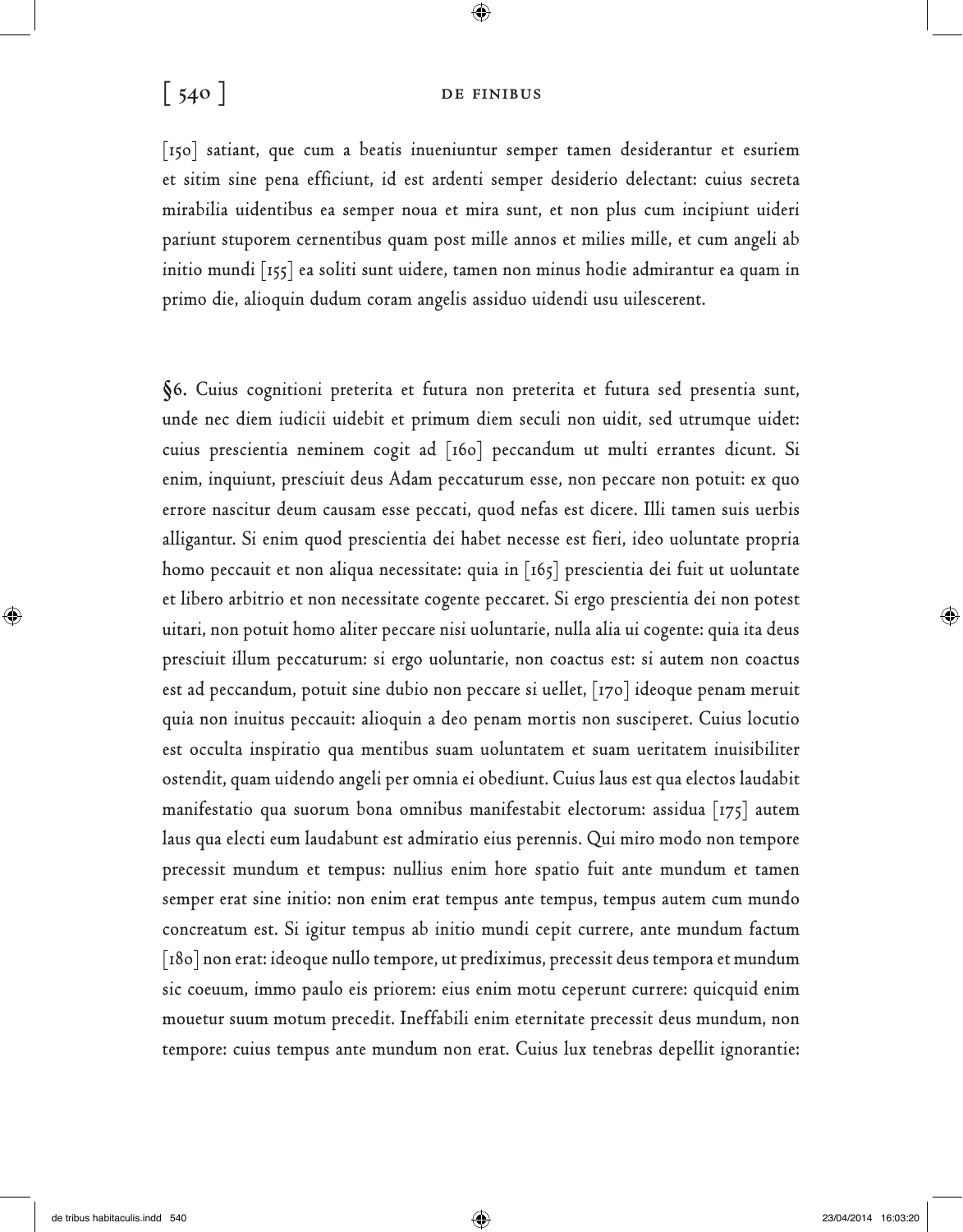[150] satiant, que cum a beatis inueniuntur semper tamen desiderantur et esuriem et sitim sine pena efficiunt, id est ardenti semper desiderio delectant: cuius secreta mirabilia uidentibus ea semper noua et mira sunt, et non plus cum incipiunt uideri pariunt stuporem cernentibus quam post mille annos et milies mille, et cum angeli ab initio mundi [155] ea soliti sunt uidere, tamen non minus hodie admirantur ea quam in primo die, alioquin dudum coram angelis assiduo uidendi usu uilescerent.

§6. Cuius cognitioni preterita et futura non preterita et futura sed presentia sunt, unde nec diem iudicii uidebit et primum diem seculi non uidit, sed utrumque uidet: cuius prescientia neminem cogit ad [160] peccandum ut multi errantes dicunt. Si enim, inquiunt, presciuit deus Adam peccaturum esse, non peccare non potuit: ex quo errore nascitur deum causam esse peccati, quod nefas est dicere. Illi tamen suis uerbis alligantur. Si enim quod prescientia dei habet necesse est fieri, ideo uoluntate propria homo peccauit et non aliqua necessitate: quia in [165] prescientia dei fuit ut uoluntate et libero arbitrio et non necessitate cogente peccaret. Si ergo prescientia dei non potest uitari, non potuit homo aliter peccare nisi uoluntarie, nulla alia ui cogente: quia ita deus presciuit illum peccaturum: si ergo uoluntarie, non coactus est: si autem non coactus est ad peccandum, potuit sine dubio non peccare si uellet, [170] ideoque penam meruit quia non inuitus peccauit: alioquin a deo penam mortis non susciperet. Cuius locutio est occulta inspiratio qua mentibus suam uoluntatem et suam ueritatem inuisibiliter ostendit, quam uidendo angeli per omnia ei obediunt. Cuius laus est qua electos laudabit manifestatio qua suorum bona omnibus manifestabit electorum: assidua [175] autem laus qua electi eum laudabunt est admiratio eius perennis. Qui miro modo non tempore precessit mundum et tempus: nullius enim hore spatio fuit ante mundum et tamen semper erat sine initio: non enim erat tempus ante tempus, tempus autem cum mundo concreatum est. Si igitur tempus ab initio mundi cepit currere, ante mundum factum [180] non erat: ideoque nullo tempore, ut prediximus, precessit deus tempora et mundum sic coeuum, immo paulo eis priorem: eius enim motu ceperunt currere: quicquid enim mouetur suum motum precedit. Ineffabili enim eternitate precessit deus mundum, non tempore: cuius tempus ante mundum non erat. Cuius lux tenebras depellit ignorantie: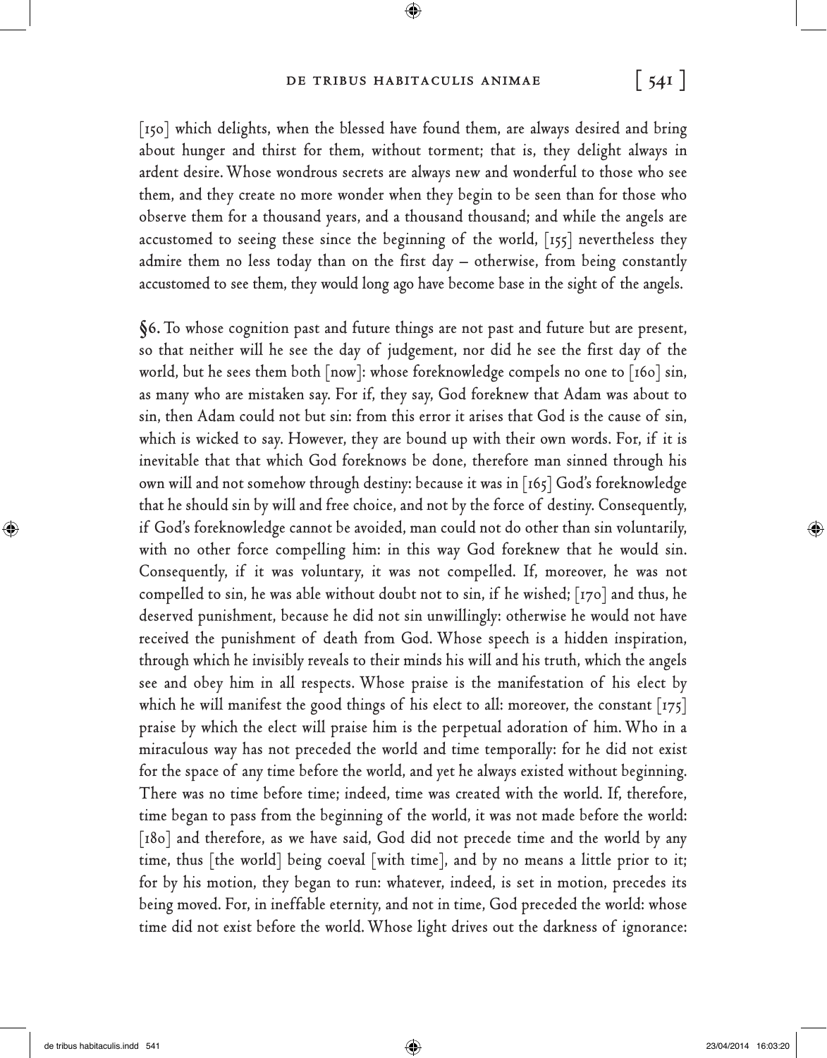[150] which delights, when the blessed have found them, are always desired and bring about hunger and thirst for them, without torment; that is, they delight always in ardent desire. Whose wondrous secrets are always new and wonderful to those who see them, and they create no more wonder when they begin to be seen than for those who observe them for a thousand years, and a thousand thousand; and while the angels are accustomed to seeing these since the beginning of the world, [155] nevertheless they admire them no less today than on the first day – otherwise, from being constantly accustomed to see them, they would long ago have become base in the sight of the angels.

§6. To whose cognition past and future things are not past and future but are present, so that neither will he see the day of judgement, nor did he see the first day of the world, but he sees them both [now]: whose foreknowledge compels no one to [160] sin, as many who are mistaken say. For if, they say, God foreknew that Adam was about to sin, then Adam could not but sin: from this error it arises that God is the cause of sin, which is wicked to say. However, they are bound up with their own words. For, if it is inevitable that that which God foreknows be done, therefore man sinned through his own will and not somehow through destiny: because it was in [165] God's foreknowledge that he should sin by will and free choice, and not by the force of destiny. Consequently, if God's foreknowledge cannot be avoided, man could not do other than sin voluntarily, with no other force compelling him: in this way God foreknew that he would sin. Consequently, if it was voluntary, it was not compelled. If, moreover, he was not compelled to sin, he was able without doubt not to sin, if he wished; [170] and thus, he deserved punishment, because he did not sin unwillingly: otherwise he would not have received the punishment of death from God. Whose speech is a hidden inspiration, through which he invisibly reveals to their minds his will and his truth, which the angels see and obey him in all respects. Whose praise is the manifestation of his elect by which he will manifest the good things of his elect to all: moreover, the constant [175] praise by which the elect will praise him is the perpetual adoration of him. Who in a miraculous way has not preceded the world and time temporally: for he did not exist for the space of any time before the world, and yet he always existed without beginning. There was no time before time; indeed, time was created with the world. If, therefore, time began to pass from the beginning of the world, it was not made before the world: [180] and therefore, as we have said, God did not precede time and the world by any time, thus [the world] being coeval [with time], and by no means a little prior to it; for by his motion, they began to run: whatever, indeed, is set in motion, precedes its being moved. For, in ineffable eternity, and not in time, God preceded the world: whose time did not exist before the world. Whose light drives out the darkness of ignorance: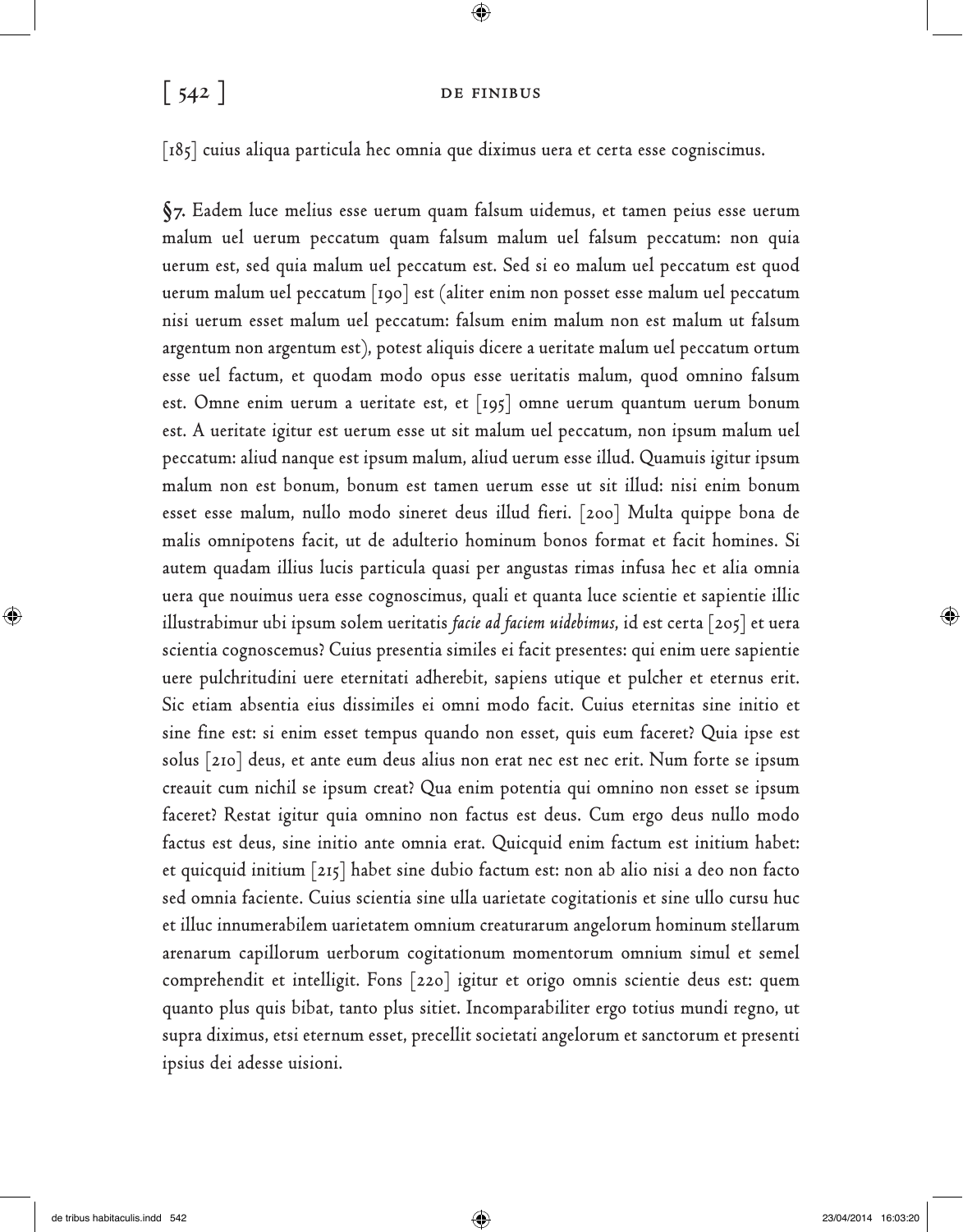[185] cuius aliqua particula hec omnia que diximus uera et certa esse cogniscimus.

**§7.** Eadem luce melius esse uerum quam falsum uidemus, et tamen peius esse uerum malum uel uerum peccatum quam falsum malum uel falsum peccatum: non quia uerum est, sed quia malum uel peccatum est. Sed si eo malum uel peccatum est quod uerum malum uel peccatum [190] est (aliter enim non posset esse malum uel peccatum nisi uerum esset malum uel peccatum: falsum enim malum non est malum ut falsum argentum non argentum est), potest aliquis dicere a ueritate malum uel peccatum ortum esse uel factum, et quodam modo opus esse ueritatis malum, quod omnino falsum est. Omne enim uerum a ueritate est, et [195] omne uerum quantum uerum bonum est. A ueritate igitur est uerum esse ut sit malum uel peccatum, non ipsum malum uel peccatum: aliud nanque est ipsum malum, aliud uerum esse illud. Quamuis igitur ipsum malum non est bonum, bonum est tamen uerum esse ut sit illud: nisi enim bonum esset esse malum, nullo modo sineret deus illud fieri. [200] Multa quippe bona de malis omnipotens facit, ut de adulterio hominum bonos format et facit homines. Si autem quadam illius lucis particula quasi per angustas rimas infusa hec et alia omnia uera que nouimus uera esse cognoscimus, quali et quanta luce scientie et sapientie illic illustrabimur ubi ipsum solem ueritatis *facie ad faciem uidebimus*, id est certa [205] et uera scientia cognoscemus? Cuius presentia similes ei facit presentes: qui enim uere sapientie uere pulchritudini uere eternitati adherebit, sapiens utique et pulcher et eternus erit. Sic etiam absentia eius dissimiles ei omni modo facit. Cuius eternitas sine initio et sine fine est: si enim esset tempus quando non esset, quis eum faceret? Quia ipse est solus [210] deus, et ante eum deus alius non erat nec est nec erit. Num forte se ipsum creauit cum nichil se ipsum creat? Qua enim potentia qui omnino non esset se ipsum faceret? Restat igitur quia omnino non factus est deus. Cum ergo deus nullo modo factus est deus, sine initio ante omnia erat. Quicquid enim factum est initium habet: et quicquid initium [215] habet sine dubio factum est: non ab alio nisi a deo non facto sed omnia faciente. Cuius scientia sine ulla uarietate cogitationis et sine ullo cursu huc et illuc innumerabilem uarietatem omnium creaturarum angelorum hominum stellarum arenarum capillorum uerborum cogitationum momentorum omnium simul et semel comprehendit et intelligit. Fons [220] igitur et origo omnis scientie deus est: quem quanto plus quis bibat, tanto plus sitiet. Incomparabiliter ergo totius mundi regno, ut supra diximus, etsi eternum esset, precellit societati angelorum et sanctorum et presenti ipsius dei adesse uisioni.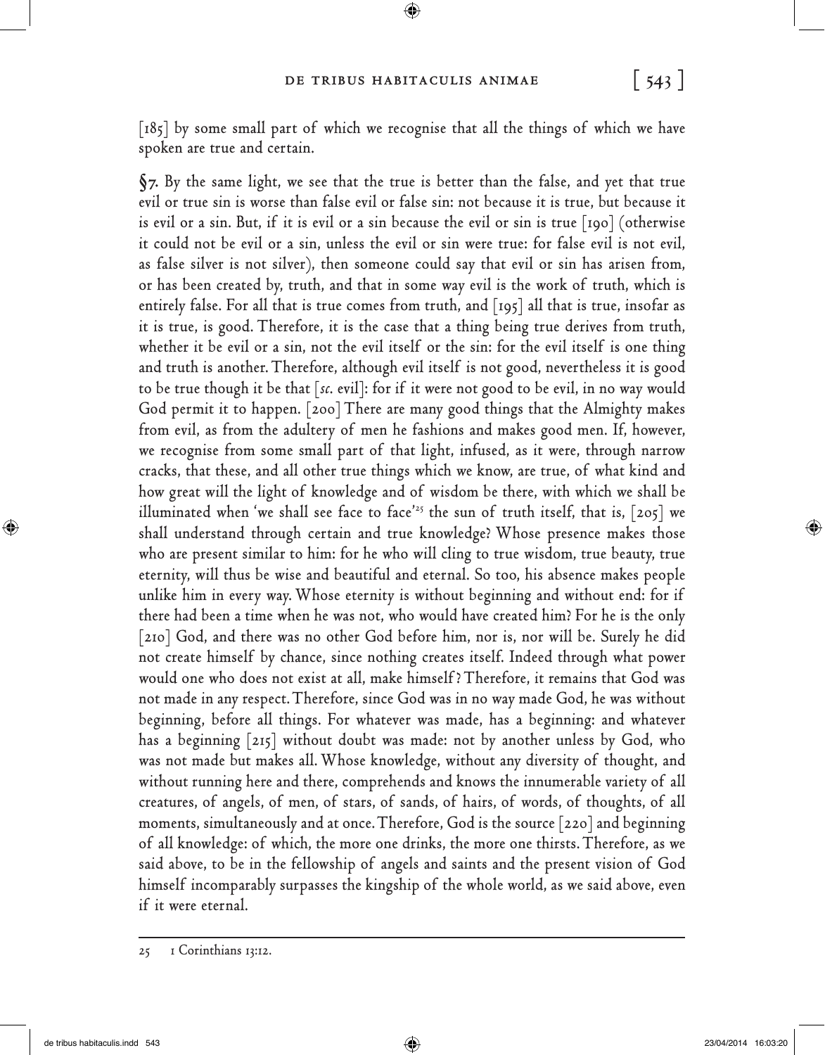[185] by some small part of which we recognise that all the things of which we have spoken are true and certain.

**§7.** By the same light, we see that the true is better than the false, and yet that true evil or true sin is worse than false evil or false sin: not because it is true, but because it is evil or a sin. But, if it is evil or a sin because the evil or sin is true [190] (otherwise it could not be evil or a sin, unless the evil or sin were true: for false evil is not evil, as false silver is not silver), then someone could say that evil or sin has arisen from, or has been created by, truth, and that in some way evil is the work of truth, which is entirely false. For all that is true comes from truth, and [195] all that is true, insofar as it is true, is good. Therefore, it is the case that a thing being true derives from truth, whether it be evil or a sin, not the evil itself or the sin: for the evil itself is one thing and truth is another. Therefore, although evil itself is not good, nevertheless it is good to be true though it be that [*sc.* evil]: for if it were not good to be evil, in no way would God permit it to happen. [200] There are many good things that the Almighty makes from evil, as from the adultery of men he fashions and makes good men. If, however, we recognise from some small part of that light, infused, as it were, through narrow cracks, that these, and all other true things which we know, are true, of what kind and how great will the light of knowledge and of wisdom be there, with which we shall be illuminated when 'we shall see face to face'[25] the sun of truth itself, that is, [205] we shall understand through certain and true knowledge? Whose presence makes those who are present similar to him: for he who will cling to true wisdom, true beauty, true eternity, will thus be wise and beautiful and eternal. So too, his absence makes people unlike him in every way. Whose eternity is without beginning and without end: for if there had been a time when he was not, who would have created him? For he is the only [210] God, and there was no other God before him, nor is, nor will be. Surely he did not create himself by chance, since nothing creates itself. Indeed through what power would one who does not exist at all, make himself? Therefore, it remains that God was not made in any respect. Therefore, since God was in no way made God, he was without beginning, before all things. For whatever was made, has a beginning: and whatever has a beginning [215] without doubt was made: not by another unless by God, who was not made but makes all. Whose knowledge, without any diversity of thought, and without running here and there, comprehends and knows the innumerable variety of all creatures, of angels, of men, of stars, of sands, of hairs, of words, of thoughts, of all moments, simultaneously and at once. Therefore, God is the source [220] and beginning of all knowledge: of which, the more one drinks, the more one thirsts. Therefore, as we said above, to be in the fellowship of angels and saints and the present vision of God himself incomparably surpasses the kingship of the whole world, as we said above, even if it were eternal.

---

25 1 Corinthians 13:12.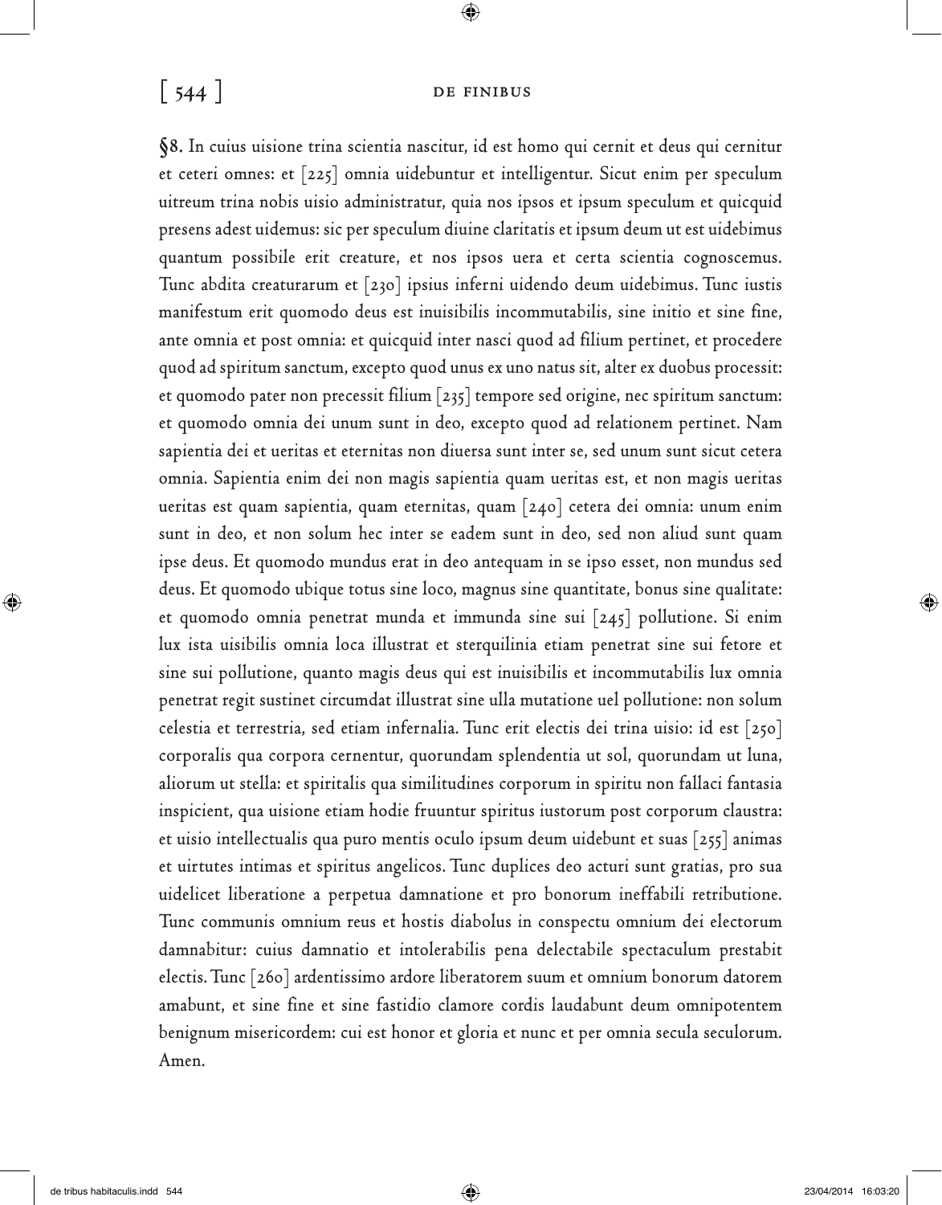**§8.** In cuius uisione trina scientia nascitur, id est homo qui cernit et deus qui cernitur et ceteri omnes: et [225] omnia uidebuntur et intelligentur. Sicut enim per speculum uitreum trina nobis uisio administratur, quia nos ipsos et ipsum speculum et quicquid presens adest uidemus: sic per speculum diuine claritatis et ipsum deum ut est uidebimus quantum possibile erit creature, et nos ipsos uera et certa scientia cognoscemus. Tunc abdita creaturarum et [230] ipsius inferni uidendo deum uidebimus. Tunc iustis manifestum erit quomodo deus est inuisibilis incommutabilis, sine initio et sine fine, ante omnia et post omnia: et quicquid inter nasci quod ad filium pertinet, et procedere quod ad spiritum sanctum, excepto quod unus ex uno natus sit, alter ex duobus processit: et quomodo pater non precessit filium [235] tempore sed origine, nec spiritum sanctum: et quomodo omnia dei unum sunt in deo, excepto quod ad relationem pertinet. Nam sapientia dei et ueritas et eternitas non diuersa sunt inter se, sed unum sunt sicut cetera omnia. Sapientia enim dei non magis sapientia quam ueritas est, et non magis ueritas ueritas est quam sapientia, quam eternitas, quam [240] cetera dei omnia: unum enim sunt in deo, et non solum hec inter se eadem sunt in deo, sed non aliud sunt quam ipse deus. Et quomodo mundus erat in deo antequam in se ipso esset, non mundus sed deus. Et quomodo ubique totus sine loco, magnus sine quantitate, bonus sine qualitate: et quomodo omnia penetrat munda et immunda sine sui [245] pollutione. Si enim lux ista uisibilis omnia loca illustrat et sterquilinia etiam penetrat sine sui fetore et sine sui pollutione, quanto magis deus qui est inuisibilis et incommutabilis lux omnia penetrat regit sustinet circumdat illustrat sine ulla mutatione uel pollutione: non solum celestia et terrestria, sed etiam infernalia. Tunc erit electis dei trina uisio: id est [250] corporalis qua corpora cernentur, quorundam splendentia ut sol, quorundam ut luna, aliorum ut stella: et spiritalis qua similitudines corporum in spiritu non fallaci fantasia inspicient, qua uisione etiam hodie fruuntur spiritus iustorum post corporum claustra: et uisio intellectualis qua puro mentis oculo ipsum deum uidebunt et suas [255] animas et uirtutes intimas et spiritus angelicos. Tunc duplices deo acturi sunt gratias, pro sua uidelicet liberatione a perpetua damnatione et pro bonorum ineffabili retributione. Tunc communis omnium reus et hostis diabolus in conspectu omnium dei electorum damnabitur: cuius damnatio et intolerabilis pena delectabile spectaculum prestabit electis. Tunc [260] ardentissimo ardore liberatorem suum et omnium bonorum datorem amabunt, et sine fine et sine fastidio clamore cordis laudabunt deum omnipotentem benignum misericordem: cui est honor et gloria et nunc et per omnia secula seculorum. Amen.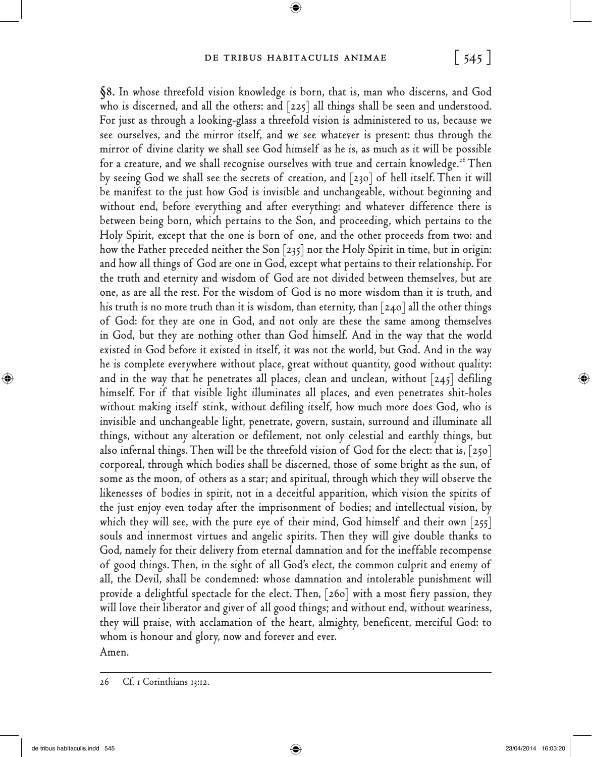**§8.** In whose threefold vision knowledge is born, that is, man who discerns, and God who is discerned, and all the others: and [225] all things shall be seen and understood. For just as through a looking-glass a threefold vision is administered to us, because we see ourselves, and the mirror itself, and we see whatever is present: thus through the mirror of divine clarity we shall see God himself as he is, as much as it will be possible for a creature, and we shall recognise ourselves with true and certain knowledge.[26] Then by seeing God we shall see the secrets of creation, and [230] of hell itself. Then it will be manifest to the just how God is invisible and unchangeable, without beginning and without end, before everything and after everything: and whatever difference there is between being born, which pertains to the Son, and proceeding, which pertains to the Holy Spirit, except that the one is born of one, and the other proceeds from two: and how the Father preceded neither the Son [235] nor the Holy Spirit in time, but in origin: and how all things of God are one in God, except what pertains to their relationship. For the truth and eternity and wisdom of God are not divided between themselves, but are one, as are all the rest. For the wisdom of God is no more wisdom than it is truth, and his truth is no more truth than it is wisdom, than eternity, than [240] all the other things of God: for they are one in God, and not only are these the same among themselves in God, but they are nothing other than God himself. And in the way that the world existed in God before it existed in itself, it was not the world, but God. And in the way he is complete everywhere without place, great without quantity, good without quality: and in the way that he penetrates all places, clean and unclean, without [245] defiling himself. For if that visible light illuminates all places, and even penetrates shit-holes without making itself stink, without defiling itself, how much more does God, who is invisible and unchangeable light, penetrate, govern, sustain, surround and illuminate all things, without any alteration or defilement, not only celestial and earthly things, but also infernal things. Then will be the threefold vision of God for the elect: that is, [250] corporeal, through which bodies shall be discerned, those of some bright as the sun, of some as the moon, of others as a star; and spiritual, through which they will observe the likenesses of bodies in spirit, not in a deceitful apparition, which vision the spirits of the just enjoy even today after the imprisonment of bodies; and intellectual vision, by which they will see, with the pure eye of their mind, God himself and their own [255] souls and innermost virtues and angelic spirits. Then they will give double thanks to God, namely for their delivery from eternal damnation and for the ineffable recompense of good things. Then, in the sight of all God's elect, the common culprit and enemy of all, the Devil, shall be condemned: whose damnation and intolerable punishment will provide a delightful spectacle for the elect. Then, [260] with a most fiery passion, they will love their liberator and giver of all good things; and without end, without weariness, they will praise, with acclamation of the heart, almighty, beneficent, merciful God: to whom is honour and glory, now and forever and ever.

Amen.

---

26 Cf. 1 Corinthians 13:12.